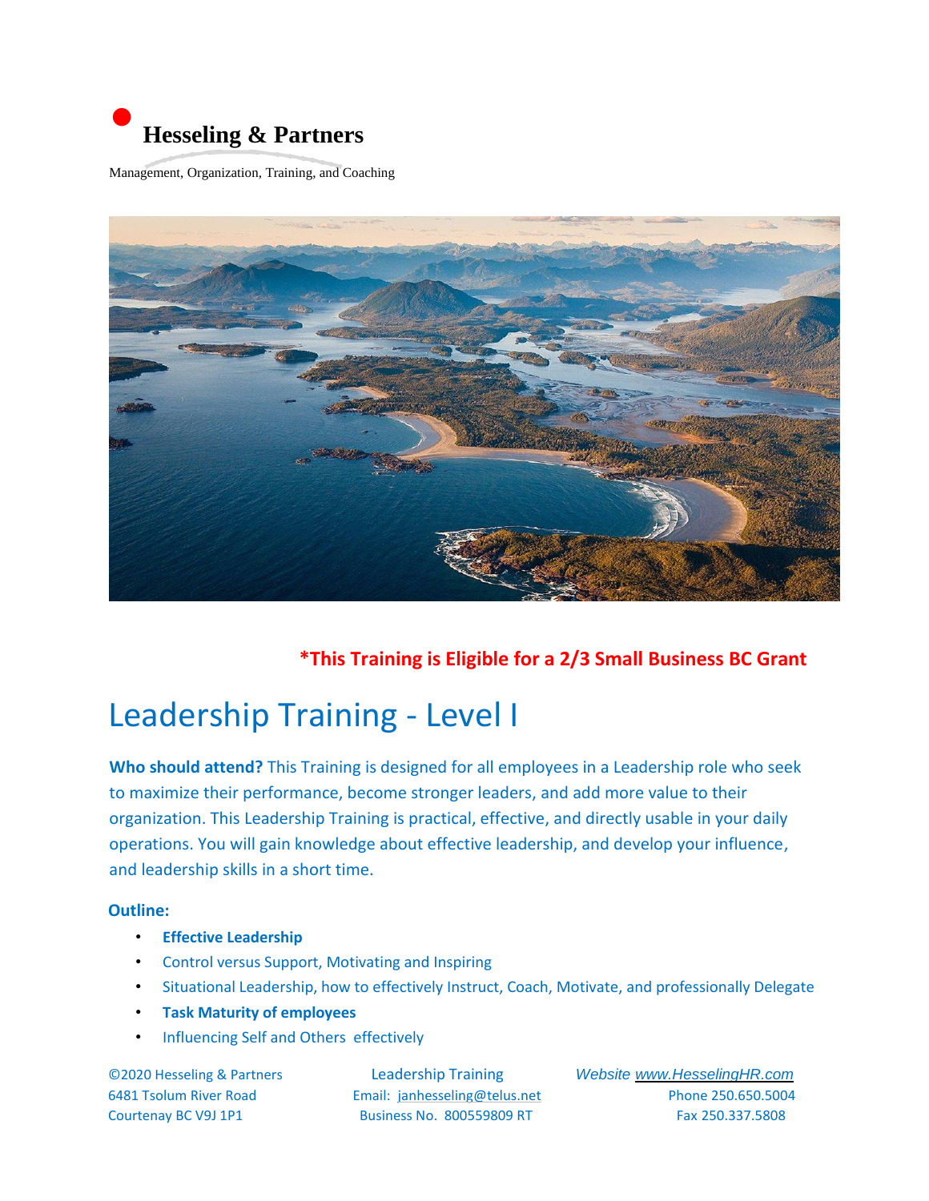**Hesseling & Partners**

Management, Organization, Training, and Coaching

**\*This Training is Eligible for a 2/3 Small Business BC Grant**

# Leadership Training - Level I

**Who should attend?** This Training is designed for all employees in a Leadership role who seek to maximize their performance, become stronger leaders, and add more value to their organization. This Leadership Training is practical, effective, and directly usable in your daily operations. You will gain knowledge about effective leadership, and develop your influence, and leadership skills in a short time.

**Outline:**

- **Effective Leadership**
- Control versus Support, Motivating and Inspiring
- Situational Leadership, how to effectively Instruct, Coach, Motivate, and professionally Delegate
- **Task Maturity of employees**
- Influencing Self and Others effectively

©2020 Hesseling & Partners
6481 Tsolum River Road
Courtenay BC V9J 1P1

Leadership Training
Email: janhesseling@telus.net
Business No. 800559809 RT

*Website www.HesselingHR.com*
Phone 250.650.5004
Fax 250.337.5808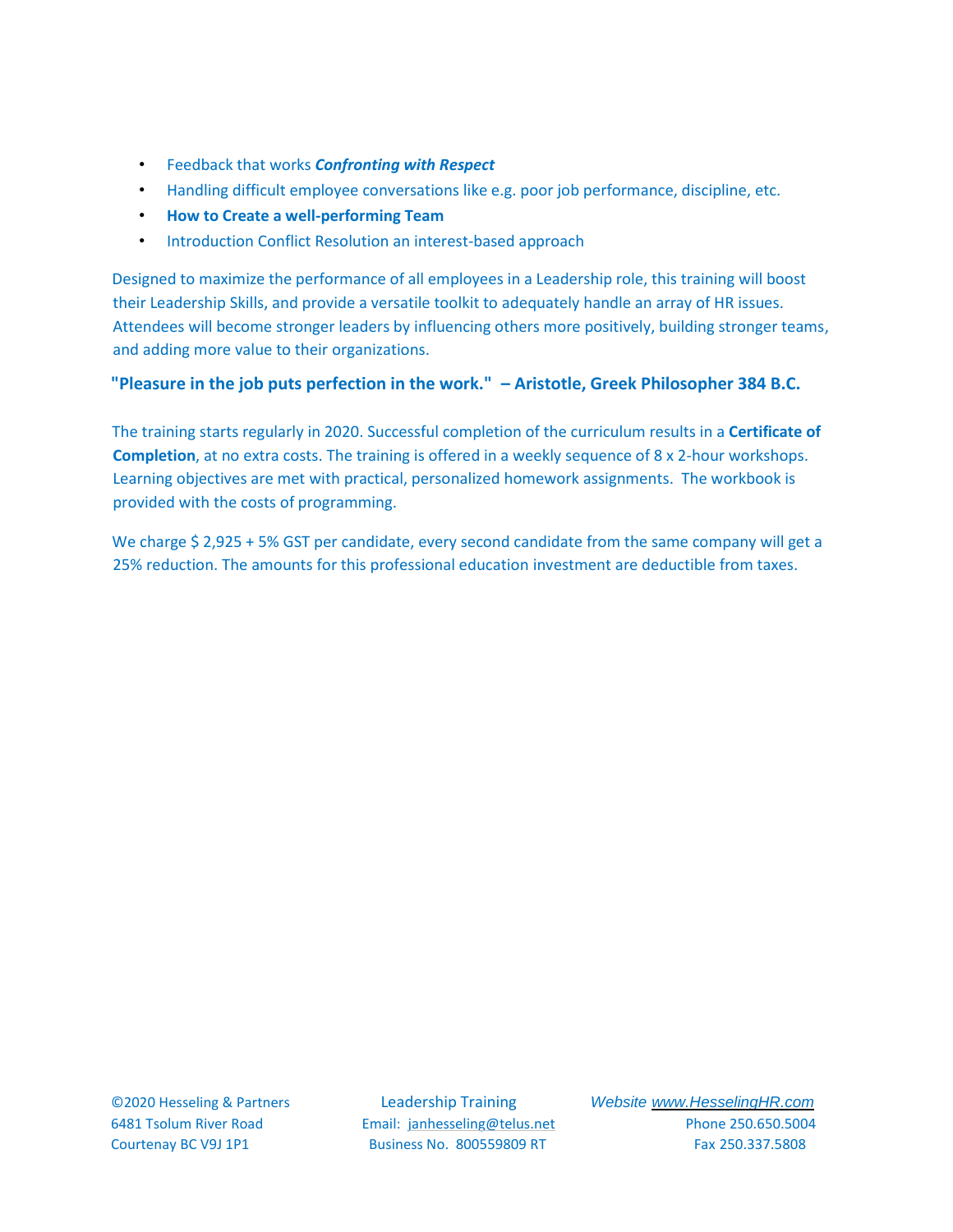- Feedback that works ***Confronting with Respect***
- Handling difficult employee conversations like e.g. poor job performance, discipline, etc.
- **How to Create a well-performing Team**
- Introduction Conflict Resolution an interest-based approach

Designed to maximize the performance of all employees in a Leadership role, this training will boost their Leadership Skills, and provide a versatile toolkit to adequately handle an array of HR issues. Attendees will become stronger leaders by influencing others more positively, building stronger teams, and adding more value to their organizations.

**"Pleasure in the job puts perfection in the work." – Aristotle, Greek Philosopher 384 B.C.**

The training starts regularly in 2020. Successful completion of the curriculum results in a **Certificate of Completion**, at no extra costs. The training is offered in a weekly sequence of 8 x 2-hour workshops. Learning objectives are met with practical, personalized homework assignments. The workbook is provided with the costs of programming.

We charge $ 2,925 + 5% GST per candidate, every second candidate from the same company will get a 25% reduction. The amounts for this professional education investment are deductible from taxes.

©2020 Hesseling & Partners
6481 Tsolum River Road
Courtenay BC V9J 1P1

Leadership Training
Email: janhesseling@telus.net
Business No. 800559809 RT

*Website www.HesselingHR.com*
Phone 250.650.5004
Fax 250.337.5808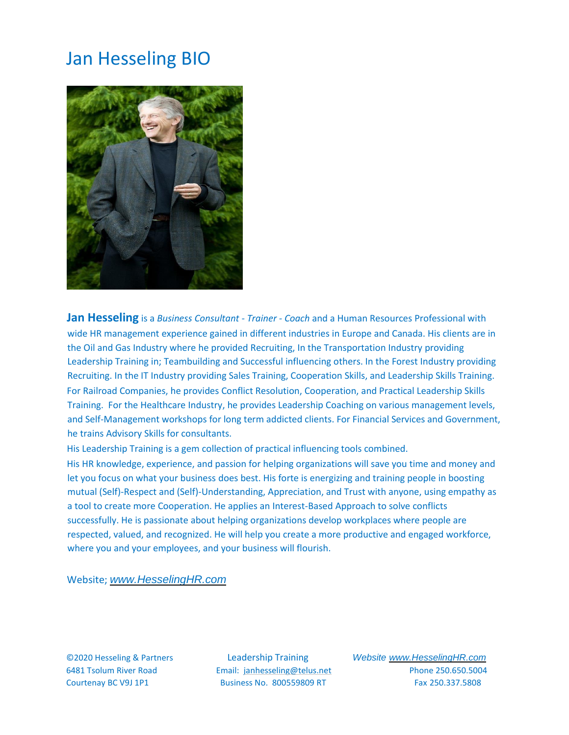# Jan Hesseling BIO

**Jan Hesseling** is a *Business Consultant - Trainer - Coach* and a Human Resources Professional with wide HR management experience gained in different industries in Europe and Canada. His clients are in the Oil and Gas Industry where he provided Recruiting, In the Transportation Industry providing Leadership Training in; Teambuilding and Successful influencing others. In the Forest Industry providing Recruiting. In the IT Industry providing Sales Training, Cooperation Skills, and Leadership Skills Training. For Railroad Companies, he provides Conflict Resolution, Cooperation, and Practical Leadership Skills Training. For the Healthcare Industry, he provides Leadership Coaching on various management levels, and Self-Management workshops for long term addicted clients. For Financial Services and Government, he trains Advisory Skills for consultants.

His Leadership Training is a gem collection of practical influencing tools combined.

His HR knowledge, experience, and passion for helping organizations will save you time and money and let you focus on what your business does best. His forte is energizing and training people in boosting mutual (Self)-Respect and (Self)-Understanding, Appreciation, and Trust with anyone, using empathy as a tool to create more Cooperation. He applies an Interest-Based Approach to solve conflicts successfully. He is passionate about helping organizations develop workplaces where people are respected, valued, and recognized. He will help you create a more productive and engaged workforce, where you and your employees, and your business will flourish.

Website; *www.HesselingHR.com*

©2020 Hesseling & Partners
6481 Tsolum River Road
Courtenay BC V9J 1P1

Leadership Training
Email: janhesseling@telus.net
Business No. 800559809 RT

*Website www.HesselingHR.com*
Phone 250.650.5004
Fax 250.337.5808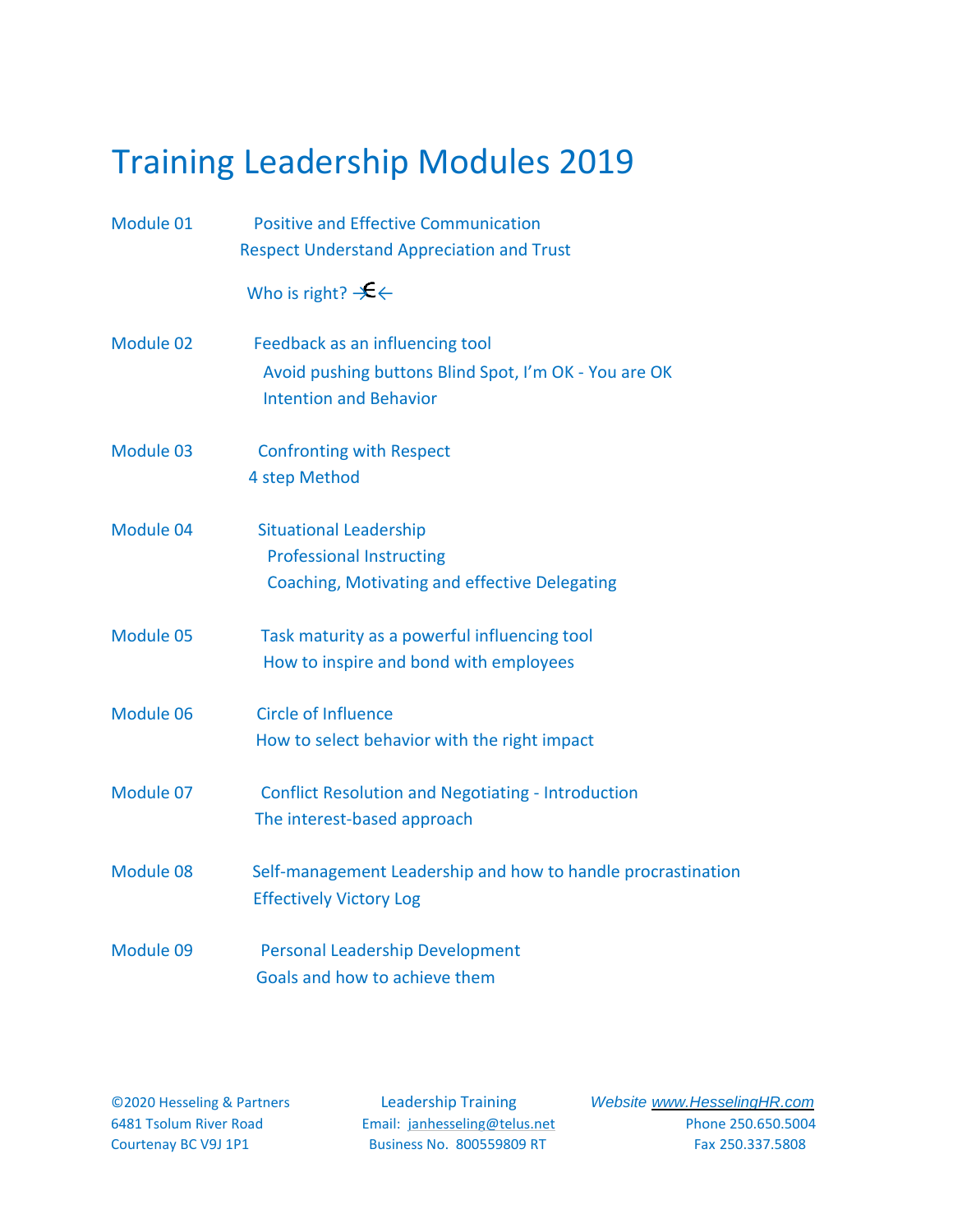# Training Leadership Modules 2019

Module 01 Positive and Effective Communication
Respect Understand Appreciation and Trust

Who is right? →€←

Module 02 Feedback as an influencing tool
Avoid pushing buttons Blind Spot, I'm OK - You are OK
Intention and Behavior

Module 03 Confronting with Respect
4 step Method

Module 04 Situational Leadership
Professional Instructing
Coaching, Motivating and effective Delegating

Module 05 Task maturity as a powerful influencing tool
How to inspire and bond with employees

Module 06 Circle of Influence
How to select behavior with the right impact

Module 07 Conflict Resolution and Negotiating - Introduction
The interest-based approach

Module 08 Self-management Leadership and how to handle procrastination
Effectively Victory Log

Module 09 Personal Leadership Development
Goals and how to achieve them

©2020 Hesseling & Partners
6481 Tsolum River Road
Courtenay BC V9J 1P1

Leadership Training
Email: janhesseling@telus.net
Business No. 800559809 RT

*Website www.HesselingHR.com*
Phone 250.650.5004
Fax 250.337.5808